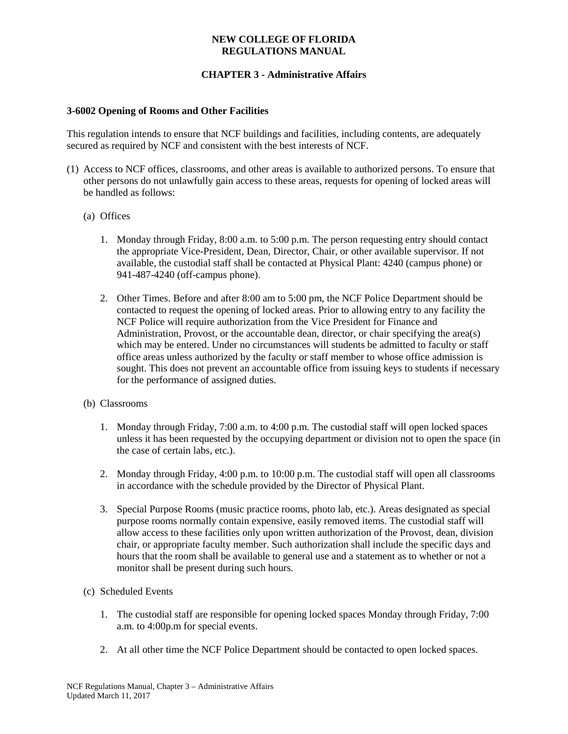# NEW COLLEGE OF FLORIDA
# REGULATIONS MANUAL

## CHAPTER 3 - Administrative Affairs

### 3-6002 Opening of Rooms and Other Facilities

This regulation intends to ensure that NCF buildings and facilities, including contents, are adequately secured as required by NCF and consistent with the best interests of NCF.

(1) Access to NCF offices, classrooms, and other areas is available to authorized persons. To ensure that other persons do not unlawfully gain access to these areas, requests for opening of locked areas will be handled as follows:

(a) Offices

1. Monday through Friday, 8:00 a.m. to 5:00 p.m. The person requesting entry should contact the appropriate Vice-President, Dean, Director, Chair, or other available supervisor. If not available, the custodial staff shall be contacted at Physical Plant: 4240 (campus phone) or 941-487-4240 (off-campus phone).

2. Other Times. Before and after 8:00 am to 5:00 pm, the NCF Police Department should be contacted to request the opening of locked areas. Prior to allowing entry to any facility the NCF Police will require authorization from the Vice President for Finance and Administration, Provost, or the accountable dean, director, or chair specifying the area(s) which may be entered. Under no circumstances will students be admitted to faculty or staff office areas unless authorized by the faculty or staff member to whose office admission is sought. This does not prevent an accountable office from issuing keys to students if necessary for the performance of assigned duties.

(b) Classrooms

1. Monday through Friday, 7:00 a.m. to 4:00 p.m. The custodial staff will open locked spaces unless it has been requested by the occupying department or division not to open the space (in the case of certain labs, etc.).

2. Monday through Friday, 4:00 p.m. to 10:00 p.m. The custodial staff will open all classrooms in accordance with the schedule provided by the Director of Physical Plant.

3. Special Purpose Rooms (music practice rooms, photo lab, etc.). Areas designated as special purpose rooms normally contain expensive, easily removed items. The custodial staff will allow access to these facilities only upon written authorization of the Provost, dean, division chair, or appropriate faculty member. Such authorization shall include the specific days and hours that the room shall be available to general use and a statement as to whether or not a monitor shall be present during such hours.

(c) Scheduled Events

1. The custodial staff are responsible for opening locked spaces Monday through Friday, 7:00 a.m. to 4:00p.m for special events.

2. At all other time the NCF Police Department should be contacted to open locked spaces.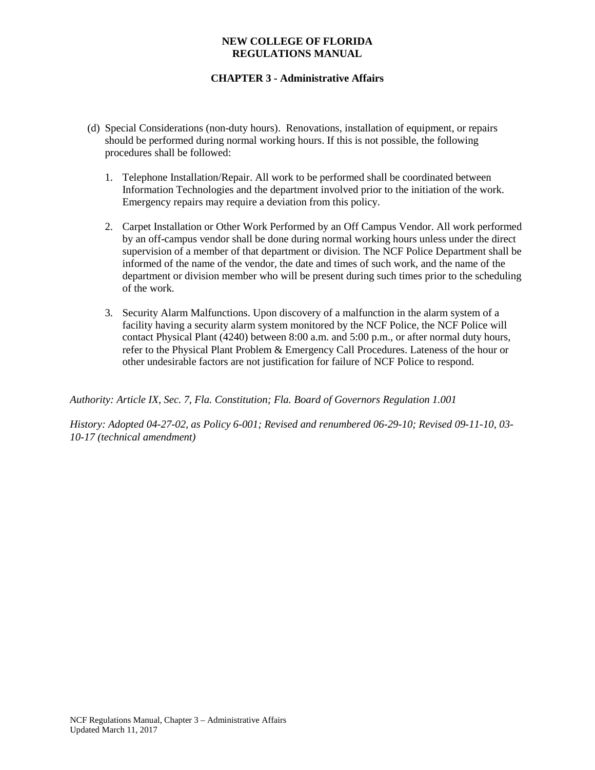(d) Special Considerations (non-duty hours). Renovations, installation of equipment, or repairs should be performed during normal working hours. If this is not possible, the following procedures shall be followed:

1. Telephone Installation/Repair. All work to be performed shall be coordinated between Information Technologies and the department involved prior to the initiation of the work. Emergency repairs may require a deviation from this policy.

2. Carpet Installation or Other Work Performed by an Off Campus Vendor. All work performed by an off-campus vendor shall be done during normal working hours unless under the direct supervision of a member of that department or division. The NCF Police Department shall be informed of the name of the vendor, the date and times of such work, and the name of the department or division member who will be present during such times prior to the scheduling of the work.

3. Security Alarm Malfunctions. Upon discovery of a malfunction in the alarm system of a facility having a security alarm system monitored by the NCF Police, the NCF Police will contact Physical Plant (4240) between 8:00 a.m. and 5:00 p.m., or after normal duty hours, refer to the Physical Plant Problem & Emergency Call Procedures. Lateness of the hour or other undesirable factors are not justification for failure of NCF Police to respond.

*Authority: Article IX, Sec. 7, Fla. Constitution; Fla. Board of Governors Regulation 1.001*

*History: Adopted 04-27-02, as Policy 6-001; Revised and renumbered 06-29-10; Revised 09-11-10, 03-10-17 (technical amendment)*